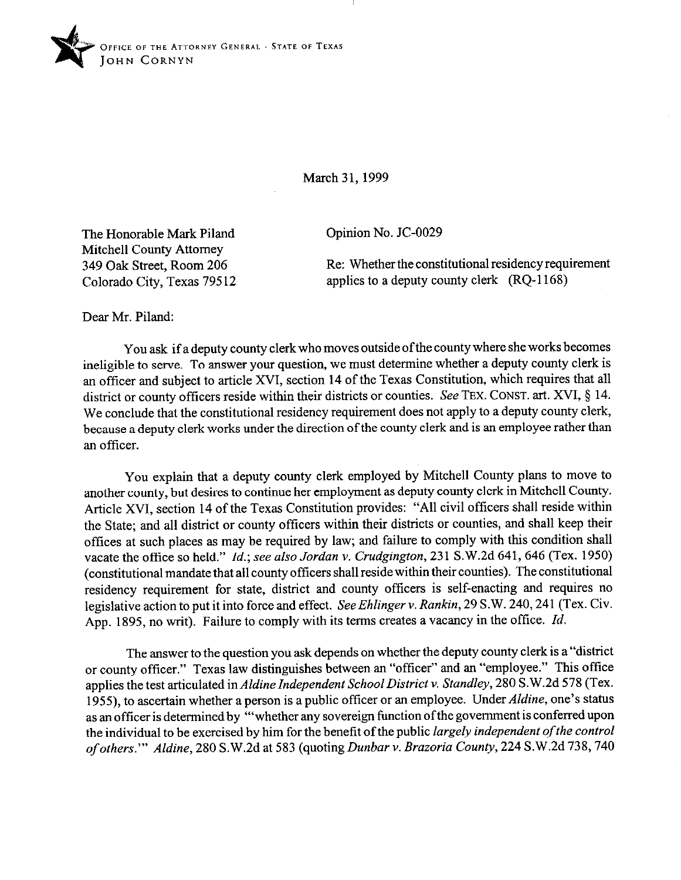OFFICE OF THE ATTORNEY GENERAL · STATE OF TEXAS
JOHN CORNYN

March 31, 1999

The Honorable Mark Piland
Mitchell County Attorney
349 Oak Street, Room 206
Colorado City, Texas 79512

Opinion No. JC-0029

Re: Whether the constitutional residency requirement applies to a deputy county clerk (RQ-1168)

Dear Mr. Piland:

You ask if a deputy county clerk who moves outside of the county where she works becomes ineligible to serve. To answer your question, we must determine whether a deputy county clerk is an officer and subject to article XVI, section 14 of the Texas Constitution, which requires that all district or county officers reside within their districts or counties. *See* TEX. CONST. art. XVI, § 14. We conclude that the constitutional residency requirement does not apply to a deputy county clerk, because a deputy clerk works under the direction of the county clerk and is an employee rather than an officer.

You explain that a deputy county clerk employed by Mitchell County plans to move to another county, but desires to continue her employment as deputy county clerk in Mitchell County. Article XVI, section 14 of the Texas Constitution provides: "All civil officers shall reside within the State; and all district or county officers within their districts or counties, and shall keep their offices at such places as may be required by law; and failure to comply with this condition shall vacate the office so held." *Id.*; *see also Jordan v. Crudgington*, 231 S.W.2d 641, 646 (Tex. 1950) (constitutional mandate that all county officers shall reside within their counties). The constitutional residency requirement for state, district and county officers is self-enacting and requires no legislative action to put it into force and effect. *See Ehlinger v. Rankin*, 29 S.W. 240, 241 (Tex. Civ. App. 1895, no writ). Failure to comply with its terms creates a vacancy in the office. *Id.*

The answer to the question you ask depends on whether the deputy county clerk is a "district or county officer." Texas law distinguishes between an "officer" and an "employee." This office applies the test articulated in *Aldine Independent School District v. Standley*, 280 S.W.2d 578 (Tex. 1955), to ascertain whether a person is a public officer or an employee. Under *Aldine*, one's status as an officer is determined by "'whether any sovereign function of the government is conferred upon the individual to be exercised by him for the benefit of the public *largely independent of the control of others*.'" *Aldine*, 280 S.W.2d at 583 (quoting *Dunbar v. Brazoria County*, 224 S.W.2d 738, 740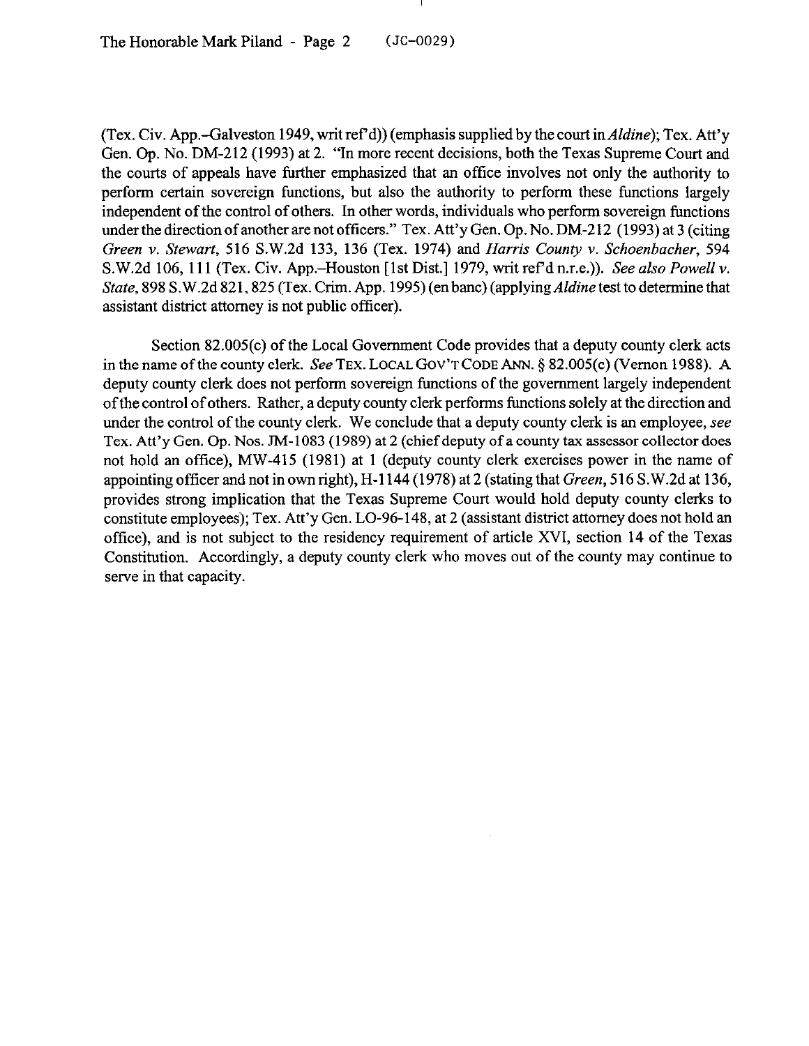(Tex. Civ. App.–Galveston 1949, writ ref'd)) (emphasis supplied by the court in *Aldine*); Tex. Att'y Gen. Op. No. DM-212 (1993) at 2. "In more recent decisions, both the Texas Supreme Court and the courts of appeals have further emphasized that an office involves not only the authority to perform certain sovereign functions, but also the authority to perform these functions largely independent of the control of others. In other words, individuals who perform sovereign functions under the direction of another are not officers." Tex. Att'y Gen. Op. No. DM-212 (1993) at 3 (citing *Green v. Stewart*, 516 S.W.2d 133, 136 (Tex. 1974) and *Harris County v. Schoenbacher*, 594 S.W.2d 106, 111 (Tex. Civ. App.–Houston [1st Dist.] 1979, writ ref'd n.r.e.)). *See also Powell v. State*, 898 S.W.2d 821, 825 (Tex. Crim. App. 1995) (en banc) (applying *Aldine* test to determine that assistant district attorney is not public officer).

Section 82.005(c) of the Local Government Code provides that a deputy county clerk acts in the name of the county clerk. *See* TEX. LOCAL GOV'T CODE ANN. § 82.005(c) (Vernon 1988). A deputy county clerk does not perform sovereign functions of the government largely independent of the control of others. Rather, a deputy county clerk performs functions solely at the direction and under the control of the county clerk. We conclude that a deputy county clerk is an employee, *see* Tex. Att'y Gen. Op. Nos. JM-1083 (1989) at 2 (chief deputy of a county tax assessor collector does not hold an office), MW-415 (1981) at 1 (deputy county clerk exercises power in the name of appointing officer and not in own right), H-1144 (1978) at 2 (stating that *Green*, 516 S.W.2d at 136, provides strong implication that the Texas Supreme Court would hold deputy county clerks to constitute employees); Tex. Att'y Gen. LO-96-148, at 2 (assistant district attorney does not hold an office), and is not subject to the residency requirement of article XVI, section 14 of the Texas Constitution. Accordingly, a deputy county clerk who moves out of the county may continue to serve in that capacity.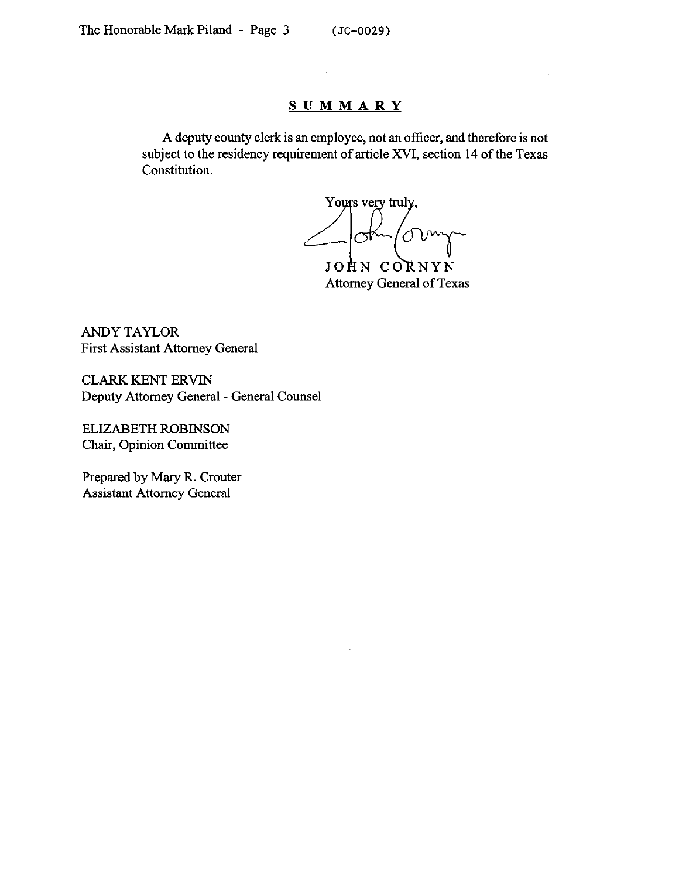## SUMMARY

A deputy county clerk is an employee, not an officer, and therefore is not subject to the residency requirement of article XVI, section 14 of the Texas Constitution.

Yours very truly,

JOHN CORNYN
Attorney General of Texas

ANDY TAYLOR
First Assistant Attorney General

CLARK KENT ERVIN
Deputy Attorney General - General Counsel

ELIZABETH ROBINSON
Chair, Opinion Committee

Prepared by Mary R. Crouter
Assistant Attorney General